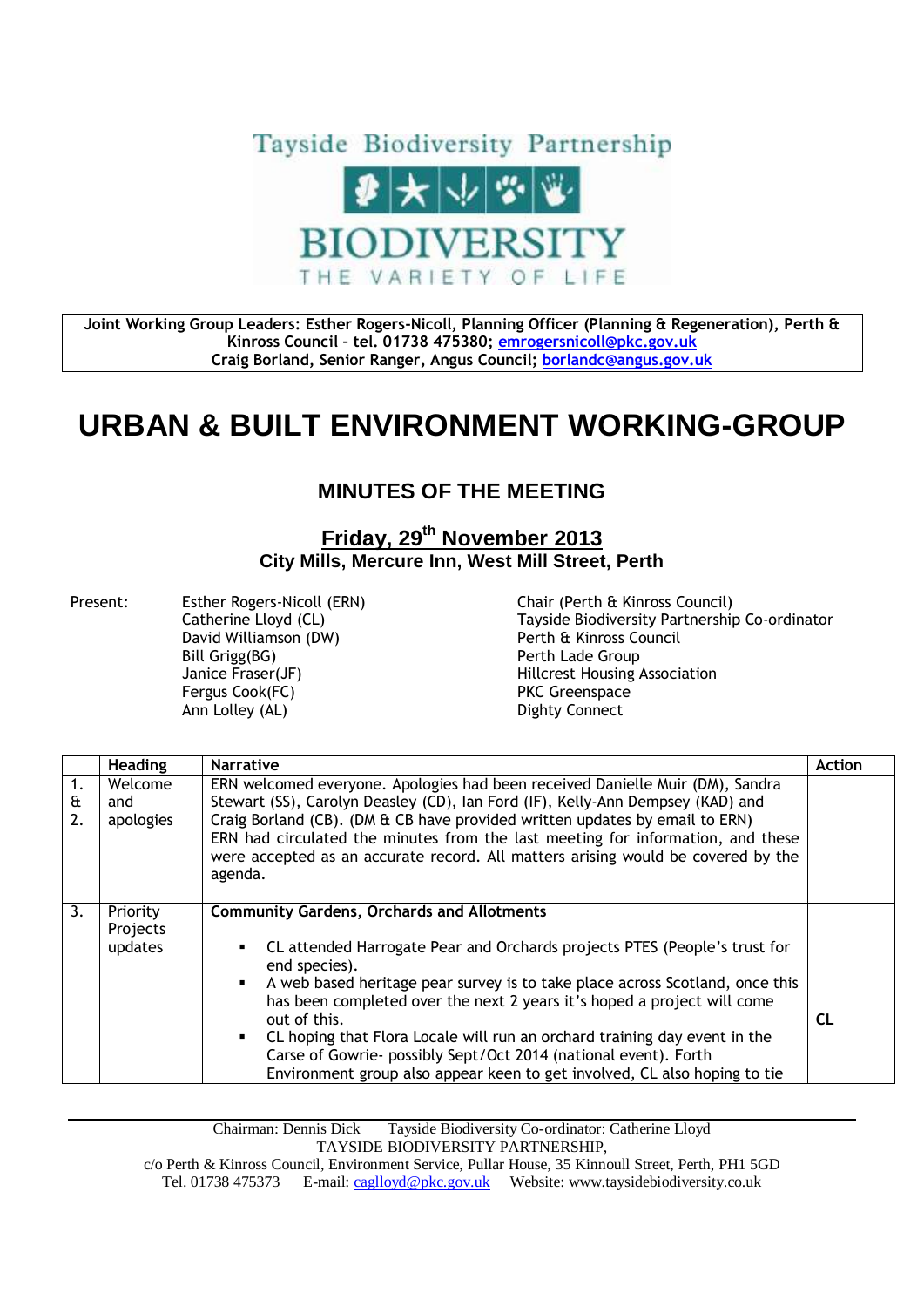Tayside Biodiversity Partnership

BIODIVERSITY

THE VARIETY OF LIFE

**Joint Working Group Leaders: Esther Rogers-Nicoll, Planning Officer (Planning & Regeneration), Perth & Kinross Council – tel. 01738 475380; emrogersnicoll@pkc.gov.uk**
**Craig Borland, Senior Ranger, Angus Council; borlandc@angus.gov.uk**

# URBAN & BUILT ENVIRONMENT WORKING-GROUP

## MINUTES OF THE MEETING

### Friday, 29th November 2013
### City Mills, Mercure Inn, West Mill Street, Perth

| Present: | | |
|---|---|---|
| | Esther Rogers-Nicoll (ERN) | Chair (Perth & Kinross Council) |
| | Catherine Lloyd (CL) | Tayside Biodiversity Partnership Co-ordinator |
| | David Williamson (DW) | Perth & Kinross Council |
| | Bill Grigg(BG) | Perth Lade Group |
| | Janice Fraser(JF) | Hillcrest Housing Association |
| | Fergus Cook(FC) | PKC Greenspace |
| | Ann Lolley (AL) | Dighty Connect |

| | Heading | Narrative | Action |
|---|---|---|---|
| 1. & 2. | Welcome and apologies | ERN welcomed everyone. Apologies had been received Danielle Muir (DM), Sandra Stewart (SS), Carolyn Deasley (CD), Ian Ford (IF), Kelly-Ann Dempsey (KAD) and Craig Borland (CB). (DM & CB have provided written updates by email to ERN)<br>ERN had circulated the minutes from the last meeting for information, and these were accepted as an accurate record. All matters arising would be covered by the agenda. | |
| 3. | Priority Projects updates | **Community Gardens, Orchards and Allotments**<br>▪ CL attended Harrogate Pear and Orchards projects PTES (People's trust for end species).<br>▪ A web based heritage pear survey is to take place across Scotland, once this has been completed over the next 2 years it's hoped a project will come out of this.<br>▪ CL hoping that Flora Locale will run an orchard training day event in the Carse of Gowrie- possibly Sept/Oct 2014 (national event). Forth Environment group also appear keen to get involved, CL also hoping to tie | CL |

Chairman: Dennis Dick Tayside Biodiversity Co-ordinator: Catherine Lloyd
TAYSIDE BIODIVERSITY PARTNERSHIP,
c/o Perth & Kinross Council, Environment Service, Pullar House, 35 Kinnoull Street, Perth, PH1 5GD
Tel. 01738 475373 E-mail: caglloyd@pkc.gov.uk Website: www.taysidebiodiversity.co.uk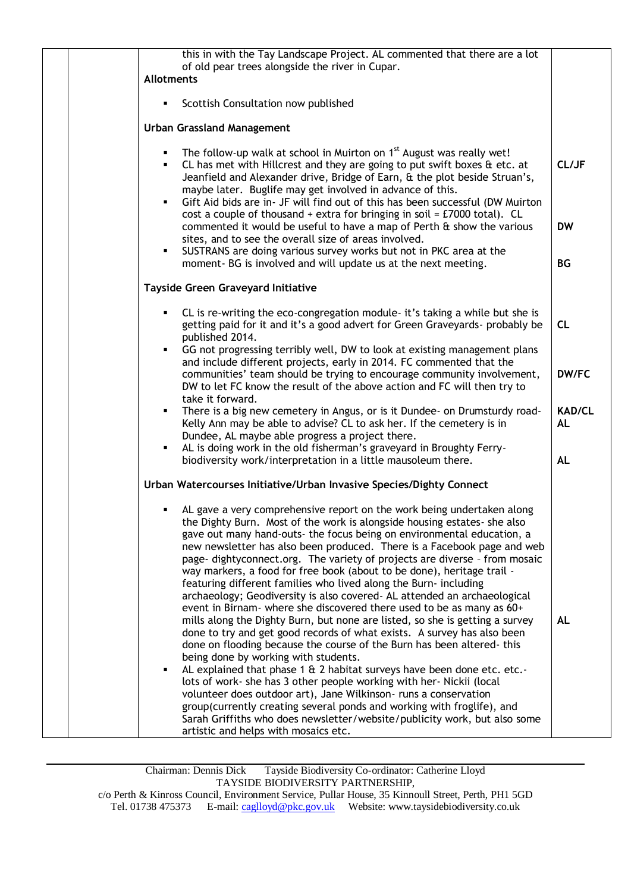| | | Content | Action |
|---|---|---|---|
| | | this in with the Tay Landscape Project. AL commented that there are a lot of old pear trees alongside the river in Cupar.<br>**Allotments**<br>▪ Scottish Consultation now published<br><br>**Urban Grassland Management**<br>▪ The follow-up walk at school in Muirton on 1st August was really wet!<br>▪ CL has met with Hillcrest and they are going to put swift boxes & etc. at Jeanfield and Alexander drive, Bridge of Earn, & the plot beside Struan's, maybe later. Buglife may get involved in advance of this.<br>▪ Gift Aid bids are in- JF will find out of this has been successful (DW Muirton cost a couple of thousand + extra for bringing in soil = £7000 total). CL commented it would be useful to have a map of Perth & show the various sites, and to see the overall size of areas involved.<br>▪ SUSTRANS are doing various survey works but not in PKC area at the moment- BG is involved and will update us at the next meeting. | CL/JF<br><br>DW<br><br>BG |
| | | **Tayside Green Graveyard Initiative**<br>▪ CL is re-writing the eco-congregation module- it's taking a while but she is getting paid for it and it's a good advert for Green Graveyards- probably be published 2014.<br>▪ GG not progressing terribly well, DW to look at existing management plans and include different projects, early in 2014. FC commented that the communities' team should be trying to encourage community involvement, DW to let FC know the result of the above action and FC will then try to take it forward.<br>▪ There is a big new cemetery in Angus, or is it Dundee- on Drumsturdy road- Kelly Ann may be able to advise? CL to ask her. If the cemetery is in Dundee, AL maybe able progress a project there.<br>▪ AL is doing work in the old fisherman's graveyard in Broughty Ferry- biodiversity work/interpretation in a little mausoleum there. | CL<br><br>DW/FC<br><br>KAD/CL<br>AL<br><br>AL |
| | | **Urban Watercourses Initiative/Urban Invasive Species/Dighty Connect**<br>▪ AL gave a very comprehensive report on the work being undertaken along the Dighty Burn. Most of the work is alongside housing estates- she also gave out many hand-outs- the focus being on environmental education, a new newsletter has also been produced. There is a Facebook page and web page- dightyconnect.org. The variety of projects are diverse – from mosaic way markers, a food for free book (about to be done), heritage trail - featuring different families who lived along the Burn- including archaeology; Geodiversity is also covered- AL attended an archaeological event in Birnam- where she discovered there used to be as many as 60+ mills along the Dighty Burn, but none are listed, so she is getting a survey done to try and get good records of what exists. A survey has also been done on flooding because the course of the Burn has been altered- this being done by working with students.<br>▪ AL explained that phase 1 & 2 habitat surveys have been done etc. etc.- lots of work- she has 3 other people working with her- Nickii (local volunteer does outdoor art), Jane Wilkinson- runs a conservation group(currently creating several ponds and working with froglife), and Sarah Griffiths who does newsletter/website/publicity work, but also some artistic and helps with mosaics etc. | AL |

Chairman: Dennis Dick Tayside Biodiversity Co-ordinator: Catherine Lloyd
TAYSIDE BIODIVERSITY PARTNERSHIP,
c/o Perth & Kinross Council, Environment Service, Pullar House, 35 Kinnoull Street, Perth, PH1 5GD
Tel. 01738 475373 E-mail: caglloyd@pkc.gov.uk Website: www.taysidebiodiversity.co.uk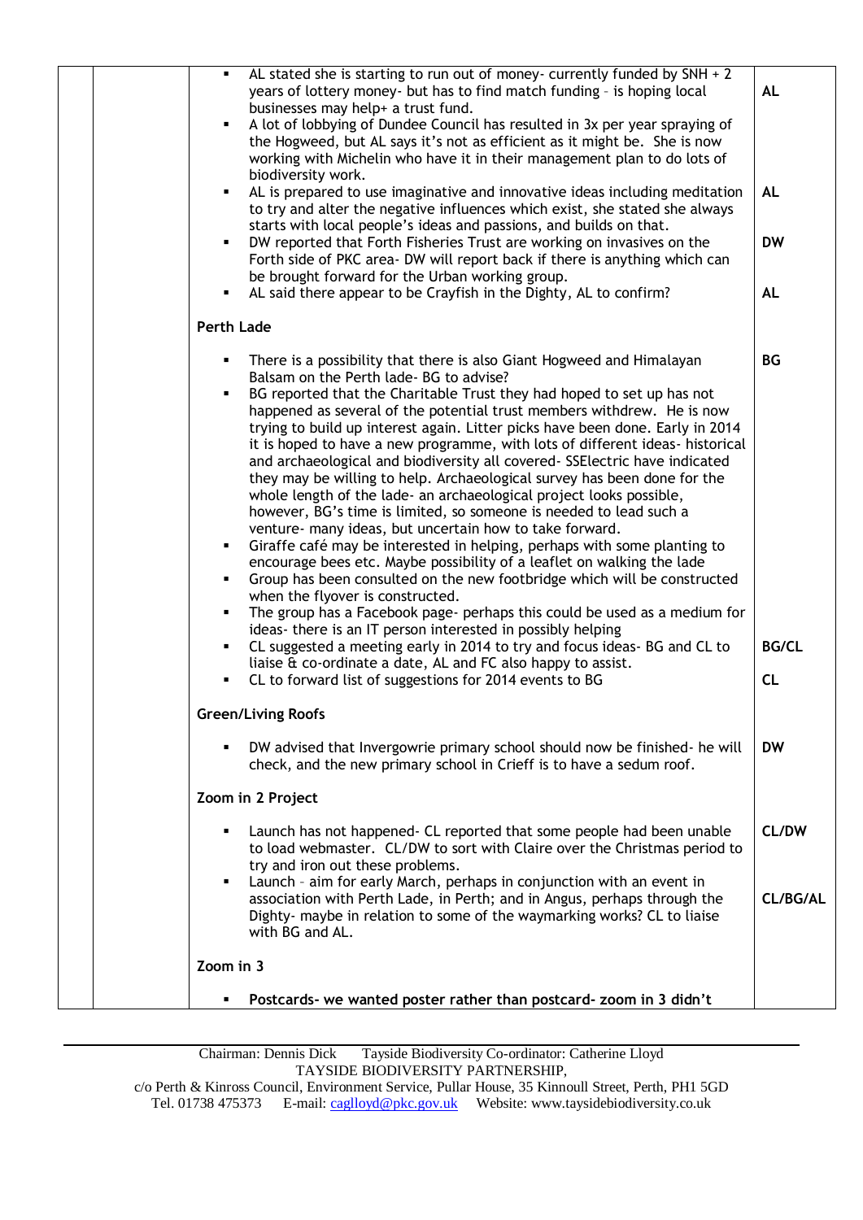| | | | |
|---|---|---|---|
| | | ▪ AL stated she is starting to run out of money- currently funded by SNH + 2 years of lottery money- but has to find match funding – is hoping local businesses may help+ a trust fund.<br>▪ A lot of lobbying of Dundee Council has resulted in 3x per year spraying of the Hogweed, but AL says it's not as efficient as it might be. She is now working with Michelin who have it in their management plan to do lots of biodiversity work.<br>▪ AL is prepared to use imaginative and innovative ideas including meditation to try and alter the negative influences which exist, she stated she always starts with local people's ideas and passions, and builds on that.<br>▪ DW reported that Forth Fisheries Trust are working on invasives on the Forth side of PKC area- DW will report back if there is anything which can be brought forward for the Urban working group.<br>▪ AL said there appear to be Crayfish in the Dighty, AL to confirm? | **AL**<br><br><br><br><br>**AL**<br><br>**DW**<br><br>**AL** |
| | | **Perth Lade**<br><br>▪ There is a possibility that there is also Giant Hogweed and Himalayan Balsam on the Perth lade- BG to advise?<br>▪ BG reported that the Charitable Trust they had hoped to set up has not happened as several of the potential trust members withdrew. He is now trying to build up interest again. Litter picks have been done. Early in 2014 it is hoped to have a new programme, with lots of different ideas- historical and archaeological and biodiversity all covered- SSElectric have indicated they may be willing to help. Archaeological survey has been done for the whole length of the lade- an archaeological project looks possible, however, BG's time is limited, so someone is needed to lead such a venture- many ideas, but uncertain how to take forward.<br>▪ Giraffe café may be interested in helping, perhaps with some planting to encourage bees etc. Maybe possibility of a leaflet on walking the lade<br>▪ Group has been consulted on the new footbridge which will be constructed when the flyover is constructed.<br>▪ The group has a Facebook page- perhaps this could be used as a medium for ideas- there is an IT person interested in possibly helping<br>▪ CL suggested a meeting early in 2014 to try and focus ideas- BG and CL to liaise & co-ordinate a date, AL and FC also happy to assist.<br>▪ CL to forward list of suggestions for 2014 events to BG | <br><br>**BG**<br><br><br><br><br><br><br><br><br><br><br><br><br>**BG/CL**<br><br>**CL** |
| | | **Green/Living Roofs**<br><br>▪ DW advised that Invergowrie primary school should now be finished- he will check, and the new primary school in Crieff is to have a sedum roof. | <br><br>**DW** |
| | | **Zoom in 2 Project**<br><br>▪ Launch has not happened- CL reported that some people had been unable to load webmaster. CL/DW to sort with Claire over the Christmas period to try and iron out these problems.<br>▪ Launch – aim for early March, perhaps in conjunction with an event in association with Perth Lade, in Perth; and in Angus, perhaps through the Dighty- maybe in relation to some of the waymarking works? CL to liaise with BG and AL. | <br><br>**CL/DW**<br><br><br>**CL/BG/AL** |
| | | **Zoom in 3**<br><br>▪ **Postcards- we wanted poster rather than postcard- zoom in 3 didn't** | |

Chairman: Dennis Dick     Tayside Biodiversity Co-ordinator: Catherine Lloyd
TAYSIDE BIODIVERSITY PARTNERSHIP,
c/o Perth & Kinross Council, Environment Service, Pullar House, 35 Kinnoull Street, Perth, PH1 5GD
Tel. 01738 475373     E-mail: caglloyd@pkc.gov.uk     Website: www.taysidebiodiversity.co.uk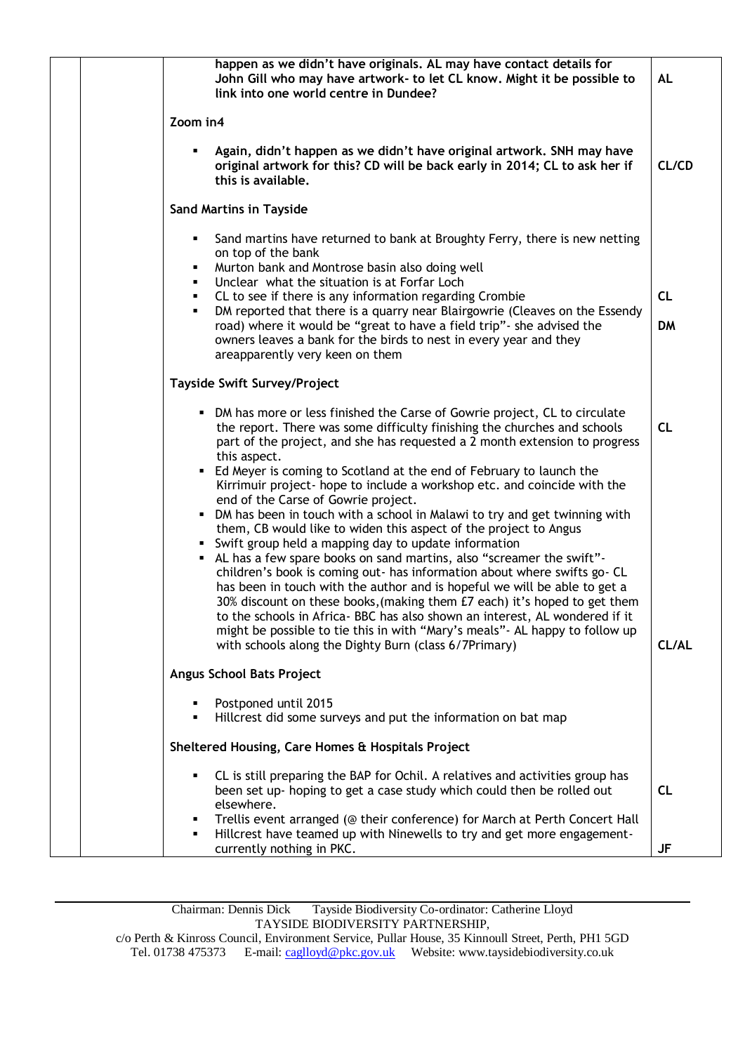| | | | |
|---|---|---|---|
| | | **happen as we didn't have originals. AL may have contact details for John Gill who may have artwork- to let CL know. Might it be possible to link into one world centre in Dundee?** | **AL** |
| | | **Zoom in4** | |
| | | ▪ **Again, didn't happen as we didn't have original artwork. SNH may have original artwork for this? CD will be back early in 2014; CL to ask her if this is available.** | **CL/CD** |
| | | **Sand Martins in Tayside** | |
| | | ▪ Sand martins have returned to bank at Broughty Ferry, there is new netting on top of the bank<br>▪ Murton bank and Montrose basin also doing well<br>▪ Unclear what the situation is at Forfar Loch<br>▪ CL to see if there is any information regarding Crombie<br>▪ DM reported that there is a quarry near Blairgowrie (Cleaves on the Essendy road) where it would be "great to have a field trip"- she advised the owners leaves a bank for the birds to nest in every year and they areapparently very keen on them | **CL**<br>**DM** |
| | | **Tayside Swift Survey/Project** | |
| | | ▪ DM has more or less finished the Carse of Gowrie project, CL to circulate the report. There was some difficulty finishing the churches and schools part of the project, and she has requested a 2 month extension to progress this aspect.<br>▪ Ed Meyer is coming to Scotland at the end of February to launch the Kirrimuir project- hope to include a workshop etc. and coincide with the end of the Carse of Gowrie project.<br>▪ DM has been in touch with a school in Malawi to try and get twinning with them, CB would like to widen this aspect of the project to Angus<br>▪ Swift group held a mapping day to update information<br>▪ AL has a few spare books on sand martins, also "screamer the swift"- children's book is coming out- has information about where swifts go- CL has been in touch with the author and is hopeful we will be able to get a 30% discount on these books,(making them £7 each) it's hoped to get them to the schools in Africa- BBC has also shown an interest, AL wondered if it might be possible to tie this in with "Mary's meals"- AL happy to follow up with schools along the Dighty Burn (class 6/7Primary) | **CL**<br>**CL/AL** |
| | | **Angus School Bats Project** | |
| | | ▪ Postponed until 2015<br>▪ Hillcrest did some surveys and put the information on bat map | |
| | | **Sheltered Housing, Care Homes & Hospitals Project** | |
| | | ▪ CL is still preparing the BAP for Ochil. A relatives and activities group has been set up- hoping to get a case study which could then be rolled out elsewhere.<br>▪ Trellis event arranged (@ their conference) for March at Perth Concert Hall<br>▪ Hillcrest have teamed up with Ninewells to try and get more engagement- currently nothing in PKC. | **CL**<br>**JF** |

Chairman: Dennis Dick Tayside Biodiversity Co-ordinator: Catherine Lloyd
TAYSIDE BIODIVERSITY PARTNERSHIP,
c/o Perth & Kinross Council, Environment Service, Pullar House, 35 Kinnoull Street, Perth, PH1 5GD
Tel. 01738 475373 E-mail: caglloyd@pkc.gov.uk Website: www.taysidebiodiversity.co.uk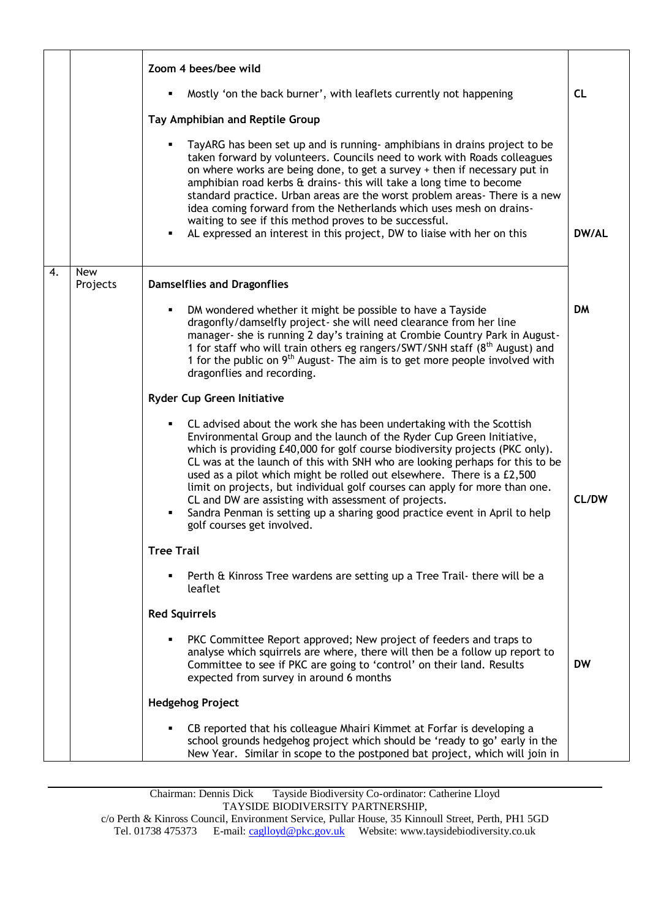| | | | |
|---|---|---|---|
| | | **Zoom 4 bees/bee wild**<br>▪ Mostly 'on the back burner', with leaflets currently not happening | **CL** |
| | | **Tay Amphibian and Reptile Group**<br>▪ TayARG has been set up and is running- amphibians in drains project to be taken forward by volunteers. Councils need to work with Roads colleagues on where works are being done, to get a survey + then if necessary put in amphibian road kerbs & drains- this will take a long time to become standard practice. Urban areas are the worst problem areas- There is a new idea coming forward from the Netherlands which uses mesh on drains- waiting to see if this method proves to be successful.<br>▪ AL expressed an interest in this project, DW to liaise with her on this | **DW/AL** |
| 4. | New Projects | **Damselflies and Dragonflies**<br>▪ DM wondered whether it might be possible to have a Tayside dragonfly/damselfly project- she will need clearance from her line manager- she is running 2 day's training at Crombie Country Park in August- 1 for staff who will train others eg rangers/SWT/SNH staff (8th August) and 1 for the public on 9th August- The aim is to get more people involved with dragonflies and recording. | **DM** |
| | | **Ryder Cup Green Initiative**<br>▪ CL advised about the work she has been undertaking with the Scottish Environmental Group and the launch of the Ryder Cup Green Initiative, which is providing £40,000 for golf course biodiversity projects (PKC only). CL was at the launch of this with SNH who are looking perhaps for this to be used as a pilot which might be rolled out elsewhere. There is a £2,500 limit on projects, but individual golf courses can apply for more than one. CL and DW are assisting with assessment of projects.<br>▪ Sandra Penman is setting up a sharing good practice event in April to help golf courses get involved. | **CL/DW** |
| | | **Tree Trail**<br>▪ Perth & Kinross Tree wardens are setting up a Tree Trail- there will be a leaflet | |
| | | **Red Squirrels**<br>▪ PKC Committee Report approved; New project of feeders and traps to analyse which squirrels are where, there will then be a follow up report to Committee to see if PKC are going to 'control' on their land. Results expected from survey in around 6 months | **DW** |
| | | **Hedgehog Project**<br>▪ CB reported that his colleague Mhairi Kimmet at Forfar is developing a school grounds hedgehog project which should be 'ready to go' early in the New Year. Similar in scope to the postponed bat project, which will join in | |

Chairman: Dennis Dick Tayside Biodiversity Co-ordinator: Catherine Lloyd
TAYSIDE BIODIVERSITY PARTNERSHIP,
c/o Perth & Kinross Council, Environment Service, Pullar House, 35 Kinnoull Street, Perth, PH1 5GD
Tel. 01738 475373 E-mail: caglloyd@pkc.gov.uk Website: www.taysidebiodiversity.co.uk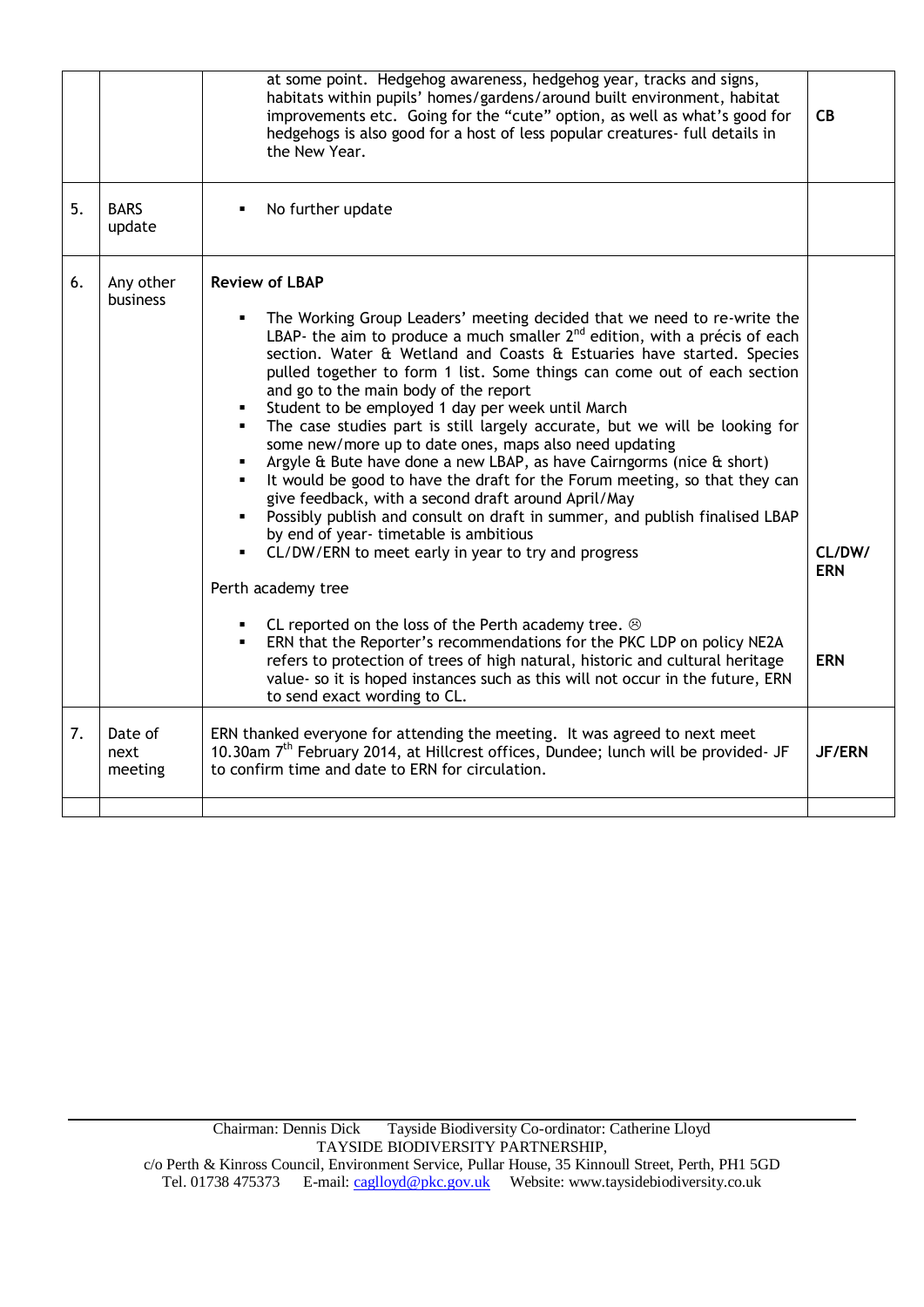| | | | |
|---|---|---|---|
| | | at some point. Hedgehog awareness, hedgehog year, tracks and signs, habitats within pupils' homes/gardens/around built environment, habitat improvements etc. Going for the "cute" option, as well as what's good for hedgehogs is also good for a host of less popular creatures- full details in the New Year. | **CB** |
| 5. | BARS update | ▪ No further update | |
| 6. | Any other business | **Review of LBAP**<br><br>▪ The Working Group Leaders' meeting decided that we need to re-write the LBAP- the aim to produce a much smaller 2nd edition, with a précis of each section. Water & Wetland and Coasts & Estuaries have started. Species pulled together to form 1 list. Some things can come out of each section and go to the main body of the report<br>▪ Student to be employed 1 day per week until March<br>▪ The case studies part is still largely accurate, but we will be looking for some new/more up to date ones, maps also need updating<br>▪ Argyle & Bute have done a new LBAP, as have Cairngorms (nice & short)<br>▪ It would be good to have the draft for the Forum meeting, so that they can give feedback, with a second draft around April/May<br>▪ Possibly publish and consult on draft in summer, and publish finalised LBAP by end of year- timetable is ambitious<br>▪ CL/DW/ERN to meet early in year to try and progress<br><br>Perth academy tree<br><br>▪ CL reported on the loss of the Perth academy tree. ☹<br>▪ ERN that the Reporter's recommendations for the PKC LDP on policy NE2A refers to protection of trees of high natural, historic and cultural heritage value- so it is hoped instances such as this will not occur in the future, ERN to send exact wording to CL. | **CL/DW/ ERN**<br><br>**ERN** |
| 7. | Date of next meeting | ERN thanked everyone for attending the meeting. It was agreed to next meet 10.30am 7th February 2014, at Hillcrest offices, Dundee; lunch will be provided- JF to confirm time and date to ERN for circulation. | **JF/ERN** |
| | | | |

Chairman: Dennis Dick Tayside Biodiversity Co-ordinator: Catherine Lloyd
TAYSIDE BIODIVERSITY PARTNERSHIP,
c/o Perth & Kinross Council, Environment Service, Pullar House, 35 Kinnoull Street, Perth, PH1 5GD
Tel. 01738 475373 E-mail: caglloyd@pkc.gov.uk Website: www.taysidebiodiversity.co.uk